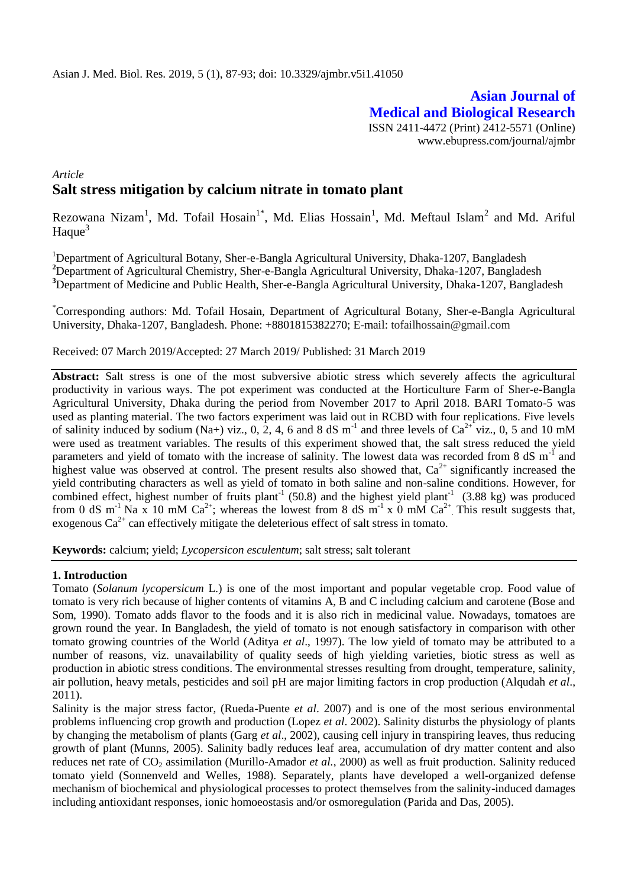Asian J. Med. Biol. Res. 2019, 5 (1), 87-93; doi: 10.3329/ajmbr.v5i1.41050

**Asian Journal of Medical and Biological Research**
ISSN 2411-4472 (Print) 2412-5571 (Online)
www.ebupress.com/journal/ajmbr

*Article*

# Salt stress mitigation by calcium nitrate in tomato plant

Rezowana Nizam[1], Md. Tofail Hosain[1*], Md. Elias Hossain[1], Md. Meftaul Islam[2] and Md. Ariful Haque[3]

[1]Department of Agricultural Botany, Sher-e-Bangla Agricultural University, Dhaka-1207, Bangladesh
[2]Department of Agricultural Chemistry, Sher-e-Bangla Agricultural University, Dhaka-1207, Bangladesh
[3]Department of Medicine and Public Health, Sher-e-Bangla Agricultural University, Dhaka-1207, Bangladesh

[*]Corresponding authors: Md. Tofail Hosain, Department of Agricultural Botany, Sher-e-Bangla Agricultural University, Dhaka-1207, Bangladesh. Phone: +8801815382270; E-mail: tofailhossain@gmail.com

Received: 07 March 2019/Accepted: 27 March 2019/ Published: 31 March 2019

**Abstract:** Salt stress is one of the most subversive abiotic stress which severely affects the agricultural productivity in various ways. The pot experiment was conducted at the Horticulture Farm of Sher-e-Bangla Agricultural University, Dhaka during the period from November 2017 to April 2018. BARI Tomato-5 was used as planting material. The two factors experiment was laid out in RCBD with four replications. Five levels of salinity induced by sodium ($Na^+$) viz., 0, 2, 4, 6 and 8 dS $m^{-1}$ and three levels of $Ca^{2+}$ viz., 0, 5 and 10 mM were used as treatment variables. The results of this experiment showed that, the salt stress reduced the yield parameters and yield of tomato with the increase of salinity. The lowest data was recorded from 8 dS $m^{-1}$ and highest value was observed at control. The present results also showed that, $Ca^{2+}$ significantly increased the yield contributing characters as well as yield of tomato in both saline and non-saline conditions. However, for combined effect, highest number of fruits $plant^{-1}$ (50.8) and the highest yield $plant^{-1}$ (3.88 kg) was produced from 0 dS $m^{-1}$ Na x 10 mM $Ca^{2+}$; whereas the lowest from 8 dS $m^{-1}$ x 0 mM $Ca^{2+}$. This result suggests that, exogenous $Ca^{2+}$ can effectively mitigate the deleterious effect of salt stress in tomato.

**Keywords:** calcium; yield; *Lycopersicon esculentum*; salt stress; salt tolerant

## 1. Introduction

Tomato (*Solanum lycopersicum* L.) is one of the most important and popular vegetable crop. Food value of tomato is very rich because of higher contents of vitamins A, B and C including calcium and carotene (Bose and Som, 1990). Tomato adds flavor to the foods and it is also rich in medicinal value. Nowadays, tomatoes are grown round the year. In Bangladesh, the yield of tomato is not enough satisfactory in comparison with other tomato growing countries of the World (Aditya *et al*., 1997). The low yield of tomato may be attributed to a number of reasons, viz. unavailability of quality seeds of high yielding varieties, biotic stress as well as production in abiotic stress conditions. The environmental stresses resulting from drought, temperature, salinity, air pollution, heavy metals, pesticides and soil pH are major limiting factors in crop production (Alqudah *et al*., 2011).

Salinity is the major stress factor, (Rueda-Puente *et al*. 2007) and is one of the most serious environmental problems influencing crop growth and production (Lopez *et al*. 2002). Salinity disturbs the physiology of plants by changing the metabolism of plants (Garg *et al*., 2002), causing cell injury in transpiring leaves, thus reducing growth of plant (Munns, 2005). Salinity badly reduces leaf area, accumulation of dry matter content and also reduces net rate of $CO_2$ assimilation (Murillo-Amador *et al.*, 2000) as well as fruit production. Salinity reduced tomato yield (Sonnenveld and Welles, 1988). Separately, plants have developed a well-organized defense mechanism of biochemical and physiological processes to protect themselves from the salinity-induced damages including antioxidant responses, ionic homoeostasis and/or osmoregulation (Parida and Das, 2005).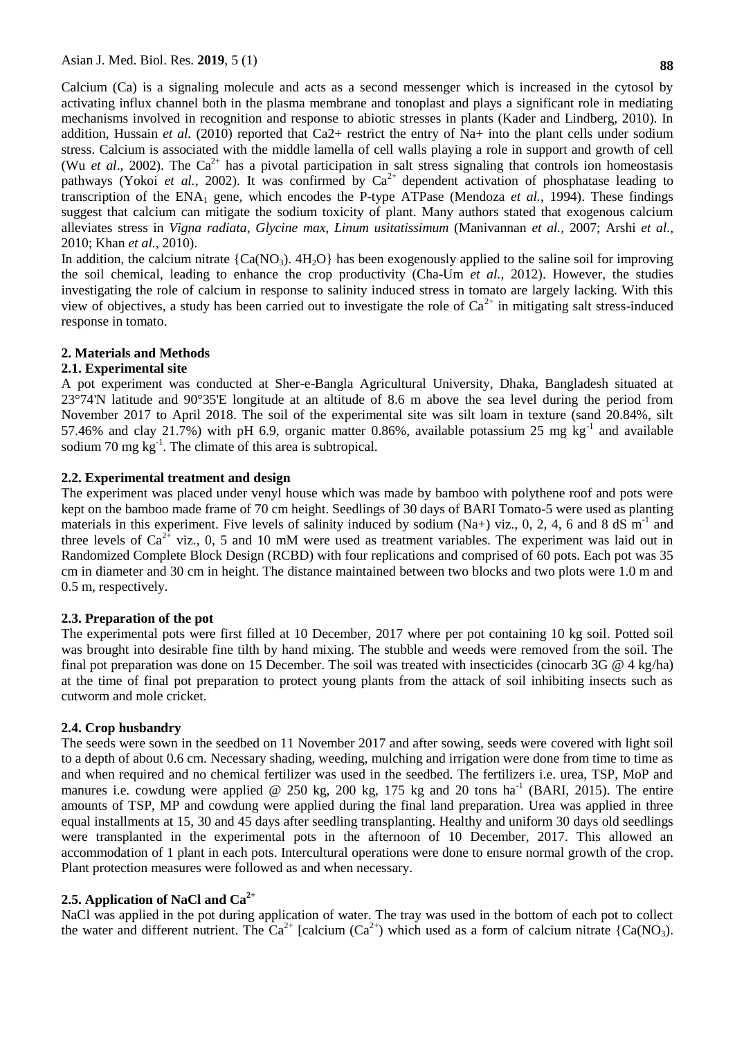Calcium (Ca) is a signaling molecule and acts as a second messenger which is increased in the cytosol by activating influx channel both in the plasma membrane and tonoplast and plays a significant role in mediating mechanisms involved in recognition and response to abiotic stresses in plants (Kader and Lindberg, 2010). In addition, Hussain *et al.* (2010) reported that Ca2+ restrict the entry of Na+ into the plant cells under sodium stress. Calcium is associated with the middle lamella of cell walls playing a role in support and growth of cell (Wu *et al*., 2002). The $Ca^{2+}$ has a pivotal participation in salt stress signaling that controls ion homeostasis pathways (Yokoi *et al.*, 2002). It was confirmed by $Ca^{2+}$ dependent activation of phosphatase leading to transcription of the $ENA_1$ gene, which encodes the P-type ATPase (Mendoza *et al.*, 1994). These findings suggest that calcium can mitigate the sodium toxicity of plant. Many authors stated that exogenous calcium alleviates stress in *Vigna radiata*, *Glycine max*, *Linum usitatissimum* (Manivannan *et al.*, 2007; Arshi *et al.*, 2010; Khan *et al.*, 2010).

In addition, the calcium nitrate $\{Ca(NO_3).\ 4H_2O\}$ has been exogenously applied to the saline soil for improving the soil chemical, leading to enhance the crop productivity (Cha-Um *et al.*, 2012). However, the studies investigating the role of calcium in response to salinity induced stress in tomato are largely lacking. With this view of objectives, a study has been carried out to investigate the role of $Ca^{2+}$ in mitigating salt stress-induced response in tomato.

## 2. Materials and Methods

### 2.1. Experimental site

A pot experiment was conducted at Sher-e-Bangla Agricultural University, Dhaka, Bangladesh situated at 23°74'N latitude and 90°35'E longitude at an altitude of 8.6 m above the sea level during the period from November 2017 to April 2018. The soil of the experimental site was silt loam in texture (sand 20.84%, silt 57.46% and clay 21.7%) with pH 6.9, organic matter 0.86%, available potassium 25 mg $kg^{-1}$ and available sodium 70 mg $kg^{-1}$. The climate of this area is subtropical.

### 2.2. Experimental treatment and design

The experiment was placed under venyl house which was made by bamboo with polythene roof and pots were kept on the bamboo made frame of 70 cm height. Seedlings of 30 days of BARI Tomato-5 were used as planting materials in this experiment. Five levels of salinity induced by sodium (Na+) viz., 0, 2, 4, 6 and 8 dS $m^{-1}$ and three levels of $Ca^{2+}$ viz., 0, 5 and 10 mM were used as treatment variables. The experiment was laid out in Randomized Complete Block Design (RCBD) with four replications and comprised of 60 pots. Each pot was 35 cm in diameter and 30 cm in height. The distance maintained between two blocks and two plots were 1.0 m and 0.5 m, respectively.

### 2.3. Preparation of the pot

The experimental pots were first filled at 10 December, 2017 where per pot containing 10 kg soil. Potted soil was brought into desirable fine tilth by hand mixing. The stubble and weeds were removed from the soil. The final pot preparation was done on 15 December. The soil was treated with insecticides (cinocarb 3G @ 4 kg/ha) at the time of final pot preparation to protect young plants from the attack of soil inhibiting insects such as cutworm and mole cricket.

### 2.4. Crop husbandry

The seeds were sown in the seedbed on 11 November 2017 and after sowing, seeds were covered with light soil to a depth of about 0.6 cm. Necessary shading, weeding, mulching and irrigation were done from time to time as and when required and no chemical fertilizer was used in the seedbed. The fertilizers i.e. urea, TSP, MoP and manures i.e. cowdung were applied @ 250 kg, 200 kg, 175 kg and 20 tons $ha^{-1}$ (BARI, 2015). The entire amounts of TSP, MP and cowdung were applied during the final land preparation. Urea was applied in three equal installments at 15, 30 and 45 days after seedling transplanting. Healthy and uniform 30 days old seedlings were transplanted in the experimental pots in the afternoon of 10 December, 2017. This allowed an accommodation of 1 plant in each pots. Intercultural operations were done to ensure normal growth of the crop. Plant protection measures were followed as and when necessary.

### 2.5. Application of NaCl and $Ca^{2+}$

NaCl was applied in the pot during application of water. The tray was used in the bottom of each pot to collect the water and different nutrient. The $Ca^{2+}$ [calcium ($Ca^{2+}$) which used as a form of calcium nitrate $\{Ca(NO_3).$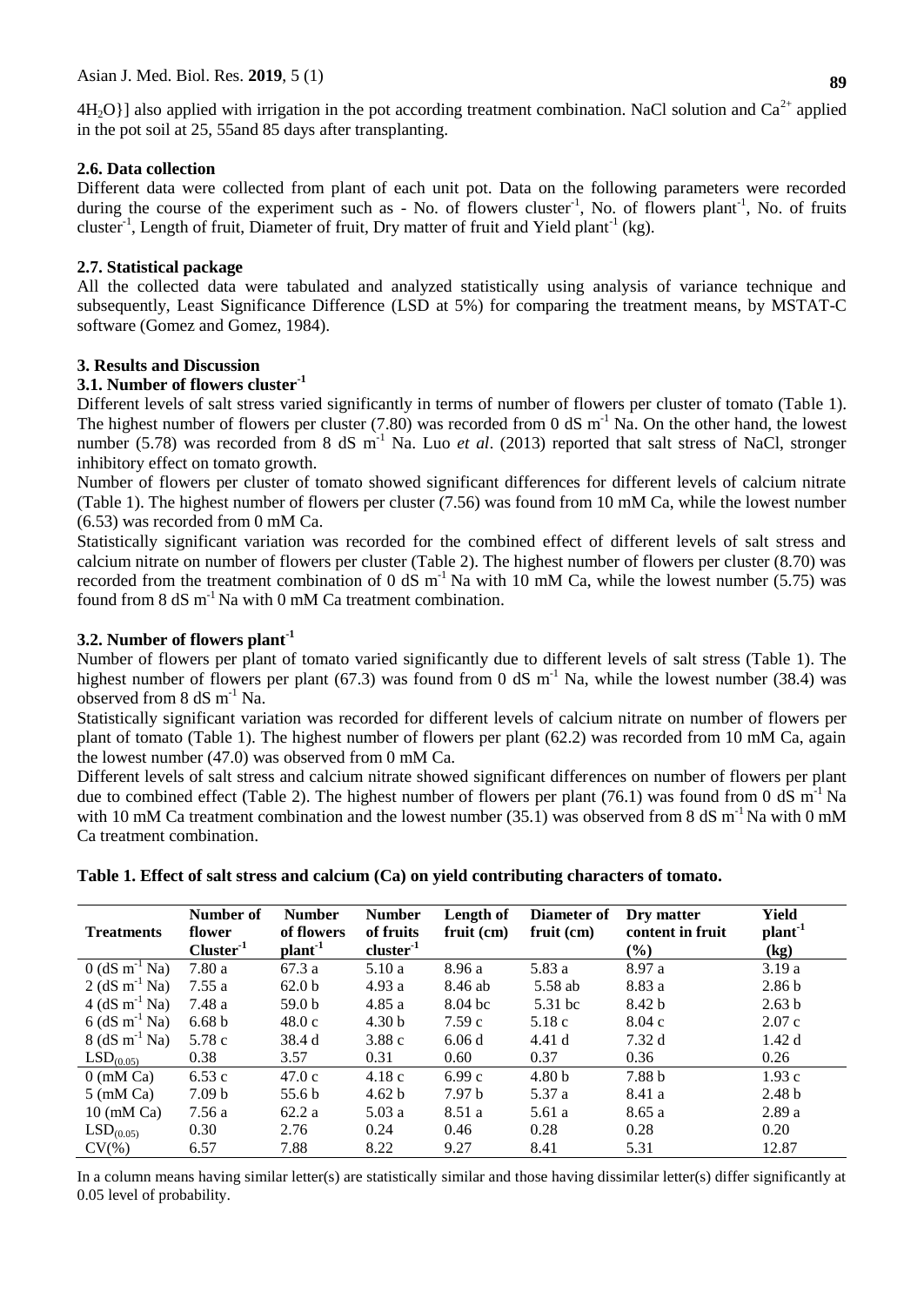$4H_2O$)] also applied with irrigation in the pot according treatment combination. NaCl solution and $Ca^{2+}$ applied in the pot soil at 25, 55and 85 days after transplanting.

### 2.6. Data collection

Different data were collected from plant of each unit pot. Data on the following parameters were recorded during the course of the experiment such as - No. of flowers cluster$^{-1}$, No. of flowers plant$^{-1}$, No. of fruits cluster$^{-1}$, Length of fruit, Diameter of fruit, Dry matter of fruit and Yield plant$^{-1}$ (kg).

### 2.7. Statistical package

All the collected data were tabulated and analyzed statistically using analysis of variance technique and subsequently, Least Significance Difference (LSD at 5%) for comparing the treatment means, by MSTAT-C software (Gomez and Gomez, 1984).

## 3. Results and Discussion

### 3.1. Number of flowers cluster$^{-1}$

Different levels of salt stress varied significantly in terms of number of flowers per cluster of tomato (Table 1). The highest number of flowers per cluster (7.80) was recorded from 0 dS $m^{-1}$ Na. On the other hand, the lowest number (5.78) was recorded from 8 dS $m^{-1}$ Na. Luo *et al*. (2013) reported that salt stress of NaCl, stronger inhibitory effect on tomato growth.

Number of flowers per cluster of tomato showed significant differences for different levels of calcium nitrate (Table 1). The highest number of flowers per cluster (7.56) was found from 10 mM Ca, while the lowest number (6.53) was recorded from 0 mM Ca.

Statistically significant variation was recorded for the combined effect of different levels of salt stress and calcium nitrate on number of flowers per cluster (Table 2). The highest number of flowers per cluster (8.70) was recorded from the treatment combination of 0 dS $m^{-1}$ Na with 10 mM Ca, while the lowest number (5.75) was found from 8 dS $m^{-1}$ Na with 0 mM Ca treatment combination.

### 3.2. Number of flowers plant$^{-1}$

Number of flowers per plant of tomato varied significantly due to different levels of salt stress (Table 1). The highest number of flowers per plant (67.3) was found from 0 dS $m^{-1}$ Na, while the lowest number (38.4) was observed from 8 dS $m^{-1}$ Na.

Statistically significant variation was recorded for different levels of calcium nitrate on number of flowers per plant of tomato (Table 1). The highest number of flowers per plant (62.2) was recorded from 10 mM Ca, again the lowest number (47.0) was observed from 0 mM Ca.

Different levels of salt stress and calcium nitrate showed significant differences on number of flowers per plant due to combined effect (Table 2). The highest number of flowers per plant (76.1) was found from 0 dS $m^{-1}$ Na with 10 mM Ca treatment combination and the lowest number (35.1) was observed from 8 dS $m^{-1}$ Na with 0 mM Ca treatment combination.

**Table 1. Effect of salt stress and calcium (Ca) on yield contributing characters of tomato.**

| Treatments | Number of flower Cluster$^{-1}$ | Number of flowers plant$^{-1}$ | Number of fruits cluster$^{-1}$ | Length of fruit (cm) | Diameter of fruit (cm) | Dry matter content in fruit (%) | Yield plant$^{-1}$ (kg) |
|---|---|---|---|---|---|---|---|
| 0 (dS $m^{-1}$ Na) | 7.80 a | 67.3 a | 5.10 a | 8.96 a | 5.83 a | 8.97 a | 3.19 a |
| 2 (dS $m^{-1}$ Na) | 7.55 a | 62.0 b | 4.93 a | 8.46 ab | 5.58 ab | 8.83 a | 2.86 b |
| 4 (dS $m^{-1}$ Na) | 7.48 a | 59.0 b | 4.85 a | 8.04 bc | 5.31 bc | 8.42 b | 2.63 b |
| 6 (dS $m^{-1}$ Na) | 6.68 b | 48.0 c | 4.30 b | 7.59 c | 5.18 c | 8.04 c | 2.07 c |
| 8 (dS $m^{-1}$ Na) | 5.78 c | 38.4 d | 3.88 c | 6.06 d | 4.41 d | 7.32 d | 1.42 d |
| $LSD_{(0.05)}$ | 0.38 | 3.57 | 0.31 | 0.60 | 0.37 | 0.36 | 0.26 |
| 0 (mM Ca) | 6.53 c | 47.0 c | 4.18 c | 6.99 c | 4.80 b | 7.88 b | 1.93 c |
| 5 (mM Ca) | 7.09 b | 55.6 b | 4.62 b | 7.97 b | 5.37 a | 8.41 a | 2.48 b |
| 10 (mM Ca) | 7.56 a | 62.2 a | 5.03 a | 8.51 a | 5.61 a | 8.65 a | 2.89 a |
| $LSD_{(0.05)}$ | 0.30 | 2.76 | 0.24 | 0.46 | 0.28 | 0.28 | 0.20 |
| CV(%) | 6.57 | 7.88 | 8.22 | 9.27 | 8.41 | 5.31 | 12.87 |

In a column means having similar letter(s) are statistically similar and those having dissimilar letter(s) differ significantly at 0.05 level of probability.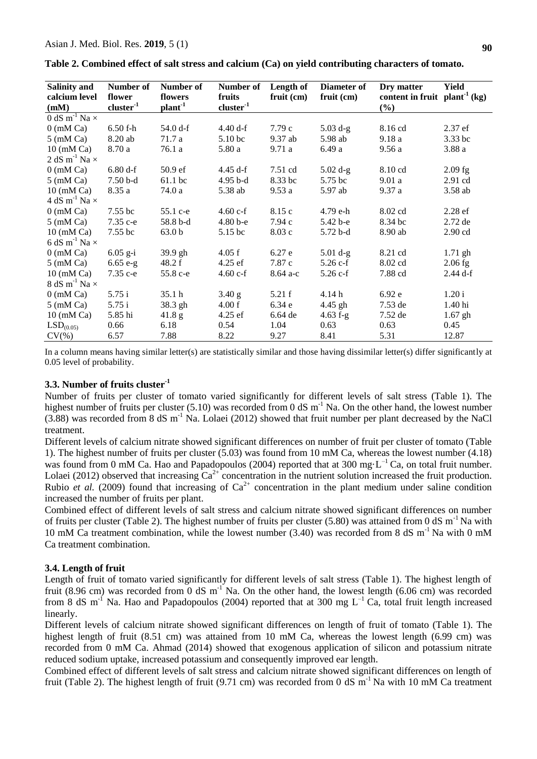**Table 2. Combined effect of salt stress and calcium (Ca) on yield contributing characters of tomato.**

| Salinity and calcium level (mM) | Number of flower cluster$^{-1}$ | Number of flowers plant$^{-1}$ | Number of fruits cluster$^{-1}$ | Length of fruit (cm) | Diameter of fruit (cm) | Dry matter content in fruit (%) | Yield plant$^{-1}$ (kg) |
|---|---|---|---|---|---|---|---|
| 0 dS m$^{-1}$ Na × | | | | | | | |
| 0 (mM Ca) | 6.50 f-h | 54.0 d-f | 4.40 d-f | 7.79 c | 5.03 d-g | 8.16 cd | 2.37 ef |
| 5 (mM Ca) | 8.20 ab | 71.7 a | 5.10 bc | 9.37 ab | 5.98 ab | 9.18 a | 3.33 bc |
| 10 (mM Ca) | 8.70 a | 76.1 a | 5.80 a | 9.71 a | 6.49 a | 9.56 a | 3.88 a |
| 2 dS m$^{-1}$ Na × | | | | | | | |
| 0 (mM Ca) | 6.80 d-f | 50.9 ef | 4.45 d-f | 7.51 cd | 5.02 d-g | 8.10 cd | 2.09 fg |
| 5 (mM Ca) | 7.50 b-d | 61.1 bc | 4.95 b-d | 8.33 bc | 5.75 bc | 9.01 a | 2.91 cd |
| 10 (mM Ca) | 8.35 a | 74.0 a | 5.38 ab | 9.53 a | 5.97 ab | 9.37 a | 3.58 ab |
| 4 dS m$^{-1}$ Na × | | | | | | | |
| 0 (mM Ca) | 7.55 bc | 55.1 c-e | 4.60 c-f | 8.15 c | 4.79 e-h | 8.02 cd | 2.28 ef |
| 5 (mM Ca) | 7.35 c-e | 58.8 b-d | 4.80 b-e | 7.94 c | 5.42 b-e | 8.34 bc | 2.72 de |
| 10 (mM Ca) | 7.55 bc | 63.0 b | 5.15 bc | 8.03 c | 5.72 b-d | 8.90 ab | 2.90 cd |
| 6 dS m$^{-1}$ Na × | | | | | | | |
| 0 (mM Ca) | 6.05 g-i | 39.9 gh | 4.05 f | 6.27 e | 5.01 d-g | 8.21 cd | 1.71 gh |
| 5 (mM Ca) | 6.65 e-g | 48.2 f | 4.25 ef | 7.87 c | 5.26 c-f | 8.02 cd | 2.06 fg |
| 10 (mM Ca) | 7.35 c-e | 55.8 c-e | 4.60 c-f | 8.64 a-c | 5.26 c-f | 7.88 cd | 2.44 d-f |
| 8 dS m$^{-1}$ Na × | | | | | | | |
| 0 (mM Ca) | 5.75 i | 35.1 h | 3.40 g | 5.21 f | 4.14 h | 6.92 e | 1.20 i |
| 5 (mM Ca) | 5.75 i | 38.3 gh | 4.00 f | 6.34 e | 4.45 gh | 7.53 de | 1.40 hi |
| 10 (mM Ca) | 5.85 hi | 41.8 g | 4.25 ef | 6.64 de | 4.63 f-g | 7.52 de | 1.67 gh |
| $LSD_{(0.05)}$ | 0.66 | 6.18 | 0.54 | 1.04 | 0.63 | 0.63 | 0.45 |
| CV(%) | 6.57 | 7.88 | 8.22 | 9.27 | 8.41 | 5.31 | 12.87 |

In a column means having similar letter(s) are statistically similar and those having dissimilar letter(s) differ significantly at 0.05 level of probability.

### 3.3. Number of fruits cluster$^{-1}$

Number of fruits per cluster of tomato varied significantly for different levels of salt stress (Table 1). The highest number of fruits per cluster (5.10) was recorded from 0 dS m$^{-1}$ Na. On the other hand, the lowest number (3.88) was recorded from 8 dS m$^{-1}$ Na. Lolaei (2012) showed that fruit number per plant decreased by the NaCl treatment.

Different levels of calcium nitrate showed significant differences on number of fruit per cluster of tomato (Table 1). The highest number of fruits per cluster (5.03) was found from 10 mM Ca, whereas the lowest number (4.18) was found from 0 mM Ca. Hao and Papadopoulos (2004) reported that at 300 mg·L$^{-1}$ Ca, on total fruit number. Lolaei (2012) observed that increasing $Ca^{2+}$ concentration in the nutrient solution increased the fruit production. Rubio *et al.* (2009) found that increasing of $Ca^{2+}$ concentration in the plant medium under saline condition increased the number of fruits per plant.

Combined effect of different levels of salt stress and calcium nitrate showed significant differences on number of fruits per cluster (Table 2). The highest number of fruits per cluster (5.80) was attained from 0 dS m$^{-1}$ Na with 10 mM Ca treatment combination, while the lowest number (3.40) was recorded from 8 dS m$^{-1}$ Na with 0 mM Ca treatment combination.

### 3.4. Length of fruit

Length of fruit of tomato varied significantly for different levels of salt stress (Table 1). The highest length of fruit (8.96 cm) was recorded from 0 dS m$^{-1}$ Na. On the other hand, the lowest length (6.06 cm) was recorded from 8 dS m$^{-1}$ Na. Hao and Papadopoulos (2004) reported that at 300 mg L$^{-1}$ Ca, total fruit length increased linearly.

Different levels of calcium nitrate showed significant differences on length of fruit of tomato (Table 1). The highest length of fruit (8.51 cm) was attained from 10 mM Ca, whereas the lowest length (6.99 cm) was recorded from 0 mM Ca. Ahmad (2014) showed that exogenous application of silicon and potassium nitrate reduced sodium uptake, increased potassium and consequently improved ear length.

Combined effect of different levels of salt stress and calcium nitrate showed significant differences on length of fruit (Table 2). The highest length of fruit (9.71 cm) was recorded from 0 dS m$^{-1}$ Na with 10 mM Ca treatment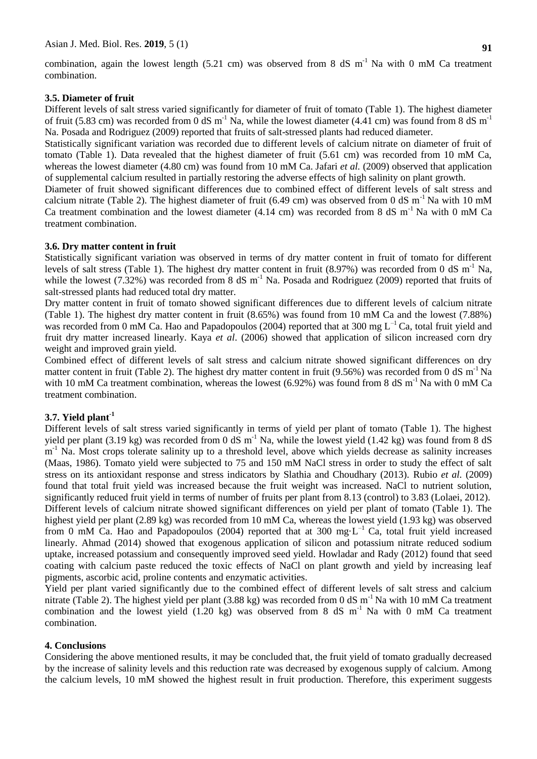combination, again the lowest length (5.21 cm) was observed from 8 dS $m^{-1}$ Na with 0 mM Ca treatment combination.

### 3.5. Diameter of fruit

Different levels of salt stress varied significantly for diameter of fruit of tomato (Table 1). The highest diameter of fruit (5.83 cm) was recorded from 0 dS $m^{-1}$ Na, while the lowest diameter (4.41 cm) was found from 8 dS $m^{-1}$ Na. Posada and Rodriguez (2009) reported that fruits of salt-stressed plants had reduced diameter.

Statistically significant variation was recorded due to different levels of calcium nitrate on diameter of fruit of tomato (Table 1). Data revealed that the highest diameter of fruit (5.61 cm) was recorded from 10 mM Ca, whereas the lowest diameter (4.80 cm) was found from 10 mM Ca. Jafari *et al.* (2009) observed that application of supplemental calcium resulted in partially restoring the adverse effects of high salinity on plant growth.

Diameter of fruit showed significant differences due to combined effect of different levels of salt stress and calcium nitrate (Table 2). The highest diameter of fruit (6.49 cm) was observed from 0 dS $m^{-1}$ Na with 10 mM Ca treatment combination and the lowest diameter (4.14 cm) was recorded from 8 dS $m^{-1}$ Na with 0 mM Ca treatment combination.

### 3.6. Dry matter content in fruit

Statistically significant variation was observed in terms of dry matter content in fruit of tomato for different levels of salt stress (Table 1). The highest dry matter content in fruit (8.97%) was recorded from 0 dS $m^{-1}$ Na, while the lowest (7.32%) was recorded from 8 dS $m^{-1}$ Na. Posada and Rodriguez (2009) reported that fruits of salt-stressed plants had reduced total dry matter.

Dry matter content in fruit of tomato showed significant differences due to different levels of calcium nitrate (Table 1). The highest dry matter content in fruit (8.65%) was found from 10 mM Ca and the lowest (7.88%) was recorded from 0 mM Ca. Hao and Papadopoulos (2004) reported that at 300 mg $L^{-1}$ Ca, total fruit yield and fruit dry matter increased linearly. Kaya *et al*. (2006) showed that application of silicon increased corn dry weight and improved grain yield.

Combined effect of different levels of salt stress and calcium nitrate showed significant differences on dry matter content in fruit (Table 2). The highest dry matter content in fruit (9.56%) was recorded from 0 dS $m^{-1}$ Na with 10 mM Ca treatment combination, whereas the lowest (6.92%) was found from 8 dS $m^{-1}$ Na with 0 mM Ca treatment combination.

### 3.7. Yield plant$^{-1}$

Different levels of salt stress varied significantly in terms of yield per plant of tomato (Table 1). The highest yield per plant (3.19 kg) was recorded from 0 dS $m^{-1}$ Na, while the lowest yield (1.42 kg) was found from 8 dS $m^{-1}$ Na. Most crops tolerate salinity up to a threshold level, above which yields decrease as salinity increases (Maas, 1986). Tomato yield were subjected to 75 and 150 mM NaCl stress in order to study the effect of salt stress on its antioxidant response and stress indicators by Slathia and Choudhary (2013). Rubio *et al.* (2009) found that total fruit yield was increased because the fruit weight was increased. NaCl to nutrient solution, significantly reduced fruit yield in terms of number of fruits per plant from 8.13 (control) to 3.83 (Lolaei, 2012).

Different levels of calcium nitrate showed significant differences on yield per plant of tomato (Table 1). The highest yield per plant (2.89 kg) was recorded from 10 mM Ca, whereas the lowest yield (1.93 kg) was observed from 0 mM Ca. Hao and Papadopoulos (2004) reported that at 300 mg·$L^{-1}$ Ca, total fruit yield increased linearly. Ahmad (2014) showed that exogenous application of silicon and potassium nitrate reduced sodium uptake, increased potassium and consequently improved seed yield. Howladar and Rady (2012) found that seed coating with calcium paste reduced the toxic effects of NaCl on plant growth and yield by increasing leaf pigments, ascorbic acid, proline contents and enzymatic activities.

Yield per plant varied significantly due to the combined effect of different levels of salt stress and calcium nitrate (Table 2). The highest yield per plant (3.88 kg) was recorded from 0 dS $m^{-1}$ Na with 10 mM Ca treatment combination and the lowest yield (1.20 kg) was observed from 8 dS $m^{-1}$ Na with 0 mM Ca treatment combination.

## 4. Conclusions

Considering the above mentioned results, it may be concluded that, the fruit yield of tomato gradually decreased by the increase of salinity levels and this reduction rate was decreased by exogenous supply of calcium. Among the calcium levels, 10 mM showed the highest result in fruit production. Therefore, this experiment suggests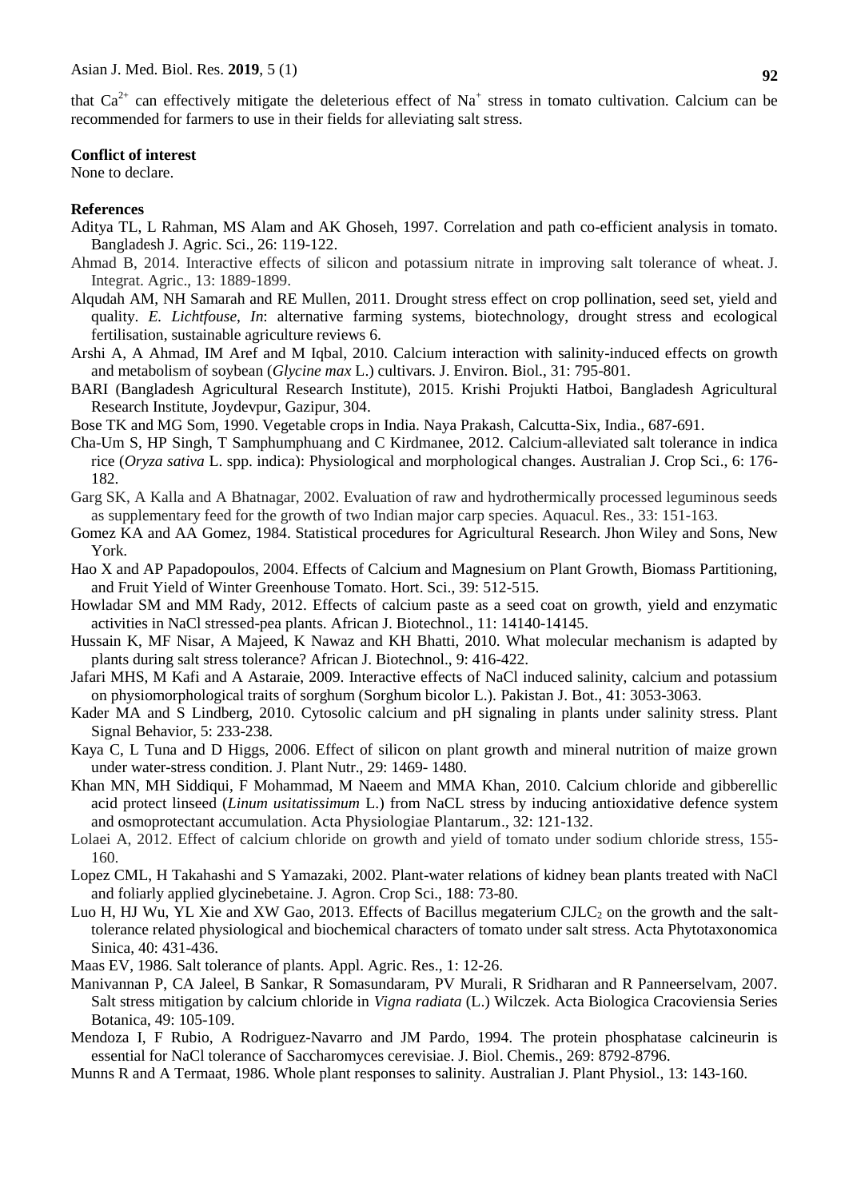that $Ca^{2+}$ can effectively mitigate the deleterious effect of $Na^{+}$ stress in tomato cultivation. Calcium can be recommended for farmers to use in their fields for alleviating salt stress.

**Conflict of interest**

None to declare.

**References**

Aditya TL, L Rahman, MS Alam and AK Ghoseh, 1997. Correlation and path co-efficient analysis in tomato. Bangladesh J. Agric. Sci., 26: 119-122.

Ahmad B, 2014. Interactive effects of silicon and potassium nitrate in improving salt tolerance of wheat. J. Integrat. Agric., 13: 1889-1899.

Alqudah AM, NH Samarah and RE Mullen, 2011. Drought stress effect on crop pollination, seed set, yield and quality. *E. Lichtfouse*, *In*: alternative farming systems, biotechnology, drought stress and ecological fertilisation, sustainable agriculture reviews 6.

Arshi A, A Ahmad, IM Aref and M Iqbal, 2010. Calcium interaction with salinity-induced effects on growth and metabolism of soybean (*Glycine max* L.) cultivars. J. Environ. Biol., 31: 795-801.

BARI (Bangladesh Agricultural Research Institute), 2015. Krishi Projukti Hatboi, Bangladesh Agricultural Research Institute, Joydevpur, Gazipur, 304.

Bose TK and MG Som, 1990. Vegetable crops in India. Naya Prakash, Calcutta-Six, India., 687-691.

Cha-Um S, HP Singh, T Samphumphuang and C Kirdmanee, 2012. Calcium-alleviated salt tolerance in indica rice (*Oryza sativa* L. spp. indica): Physiological and morphological changes. Australian J. Crop Sci., 6: 176-182.

Garg SK, A Kalla and A Bhatnagar, 2002. Evaluation of raw and hydrothermically processed leguminous seeds as supplementary feed for the growth of two Indian major carp species. Aquacul. Res., 33: 151-163.

Gomez KA and AA Gomez, 1984. Statistical procedures for Agricultural Research. Jhon Wiley and Sons, New York.

Hao X and AP Papadopoulos, 2004. Effects of Calcium and Magnesium on Plant Growth, Biomass Partitioning, and Fruit Yield of Winter Greenhouse Tomato. Hort. Sci., 39: 512-515.

Howladar SM and MM Rady, 2012. Effects of calcium paste as a seed coat on growth, yield and enzymatic activities in NaCl stressed-pea plants. African J. Biotechnol., 11: 14140-14145.

Hussain K, MF Nisar, A Majeed, K Nawaz and KH Bhatti, 2010. What molecular mechanism is adapted by plants during salt stress tolerance? African J. Biotechnol., 9: 416-422.

Jafari MHS, M Kafi and A Astaraie, 2009. Interactive effects of NaCl induced salinity, calcium and potassium on physiomorphological traits of sorghum (Sorghum bicolor L.). Pakistan J. Bot., 41: 3053-3063.

Kader MA and S Lindberg, 2010. Cytosolic calcium and pH signaling in plants under salinity stress. Plant Signal Behavior, 5: 233-238.

Kaya C, L Tuna and D Higgs, 2006. Effect of silicon on plant growth and mineral nutrition of maize grown under water-stress condition. J. Plant Nutr., 29: 1469- 1480.

Khan MN, MH Siddiqui, F Mohammad, M Naeem and MMA Khan, 2010. Calcium chloride and gibberellic acid protect linseed (*Linum usitatissimum* L.) from NaCL stress by inducing antioxidative defence system and osmoprotectant accumulation. Acta Physiologiae Plantarum., 32: 121-132.

Lolaei A, 2012. Effect of calcium chloride on growth and yield of tomato under sodium chloride stress, 155-160.

Lopez CML, H Takahashi and S Yamazaki, 2002. Plant-water relations of kidney bean plants treated with NaCl and foliarly applied glycinebetaine. J. Agron. Crop Sci., 188: 73-80.

Luo H, HJ Wu, YL Xie and XW Gao, 2013. Effects of Bacillus megaterium $CJLC_2$ on the growth and the salt-tolerance related physiological and biochemical characters of tomato under salt stress. Acta Phytotaxonomica Sinica, 40: 431-436.

Maas EV, 1986. Salt tolerance of plants. Appl. Agric. Res., 1: 12-26.

Manivannan P, CA Jaleel, B Sankar, R Somasundaram, PV Murali, R Sridharan and R Panneerselvam, 2007. Salt stress mitigation by calcium chloride in *Vigna radiata* (L.) Wilczek. Acta Biologica Cracoviensia Series Botanica, 49: 105-109.

Mendoza I, F Rubio, A Rodriguez-Navarro and JM Pardo, 1994. The protein phosphatase calcineurin is essential for NaCl tolerance of Saccharomyces cerevisiae. J. Biol. Chemis., 269: 8792-8796.

Munns R and A Termaat, 1986. Whole plant responses to salinity. Australian J. Plant Physiol., 13: 143-160.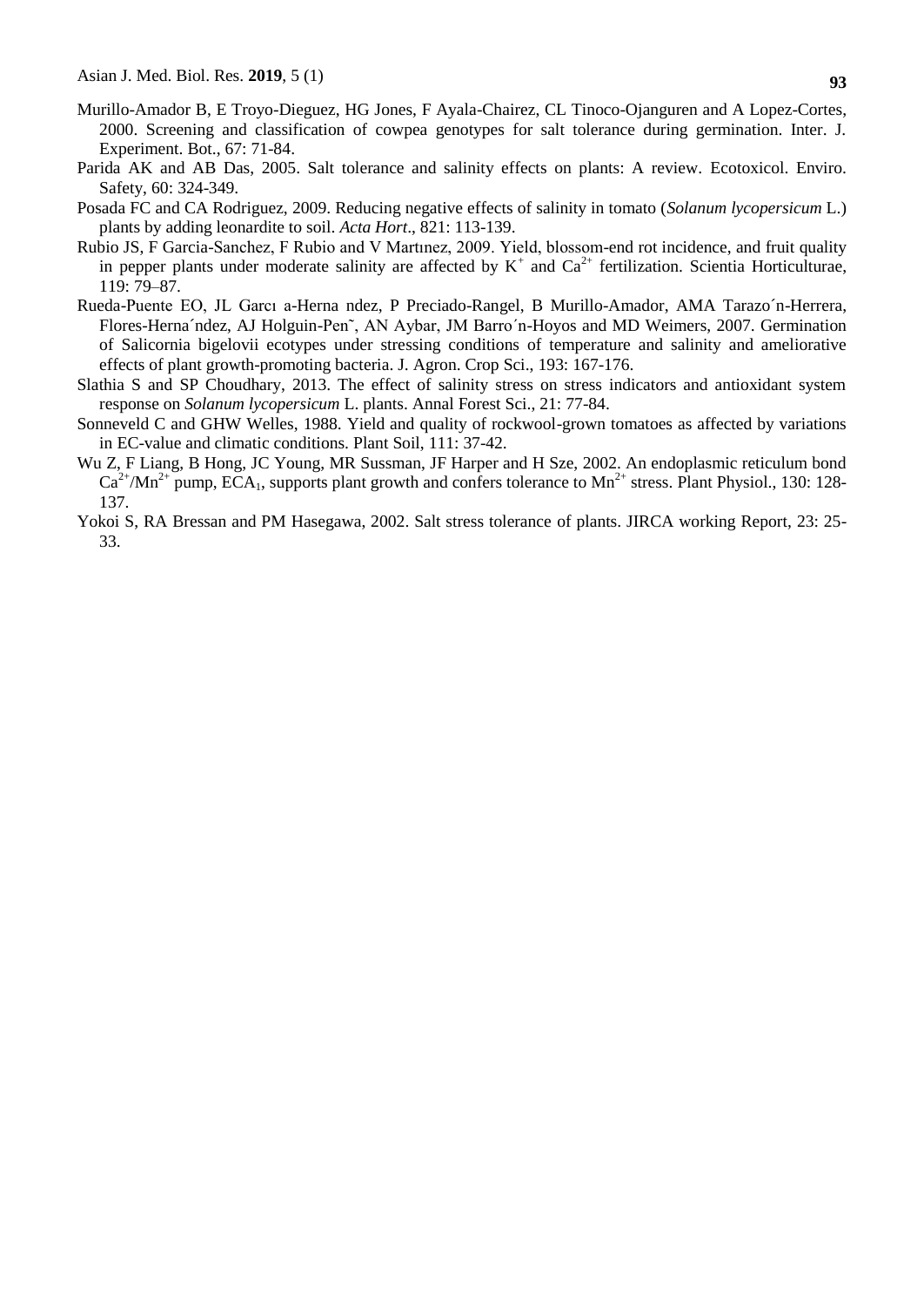Murillo-Amador B, E Troyo-Dieguez, HG Jones, F Ayala-Chairez, CL Tinoco-Ojanguren and A Lopez-Cortes, 2000. Screening and classification of cowpea genotypes for salt tolerance during germination. Inter. J. Experiment. Bot., 67: 71-84.

Parida AK and AB Das, 2005. Salt tolerance and salinity effects on plants: A review. Ecotoxicol. Enviro. Safety, 60: 324-349.

Posada FC and CA Rodriguez, 2009. Reducing negative effects of salinity in tomato (*Solanum lycopersicum* L.) plants by adding leonardite to soil. *Acta Hort*., 821: 113-139.

Rubio JS, F Garcia-Sanchez, F Rubio and V Martınez, 2009. Yield, blossom-end rot incidence, and fruit quality in pepper plants under moderate salinity are affected by $K^+$ and $Ca^{2+}$ fertilization. Scientia Horticulturae, 119: 79–87.

Rueda-Puente EO, JL Garcı a-Herna ndez, P Preciado-Rangel, B Murillo-Amador, AMA Tarazo´n-Herrera, Flores-Herna´ndez, AJ Holguin-Pen˜, AN Aybar, JM Barro´n-Hoyos and MD Weimers, 2007. Germination of Salicornia bigelovii ecotypes under stressing conditions of temperature and salinity and ameliorative effects of plant growth-promoting bacteria. J. Agron. Crop Sci., 193: 167-176.

Slathia S and SP Choudhary, 2013. The effect of salinity stress on stress indicators and antioxidant system response on *Solanum lycopersicum* L. plants. Annal Forest Sci., 21: 77-84.

Sonneveld C and GHW Welles, 1988. Yield and quality of rockwool-grown tomatoes as affected by variations in EC-value and climatic conditions. Plant Soil, 111: 37-42.

Wu Z, F Liang, B Hong, JC Young, MR Sussman, JF Harper and H Sze, 2002. An endoplasmic reticulum bond $Ca^{2+}/Mn^{2+}$ pump, $ECA_1$, supports plant growth and confers tolerance to $Mn^{2+}$ stress. Plant Physiol., 130: 128-137.

Yokoi S, RA Bressan and PM Hasegawa, 2002. Salt stress tolerance of plants. JIRCA working Report, 23: 25-33.